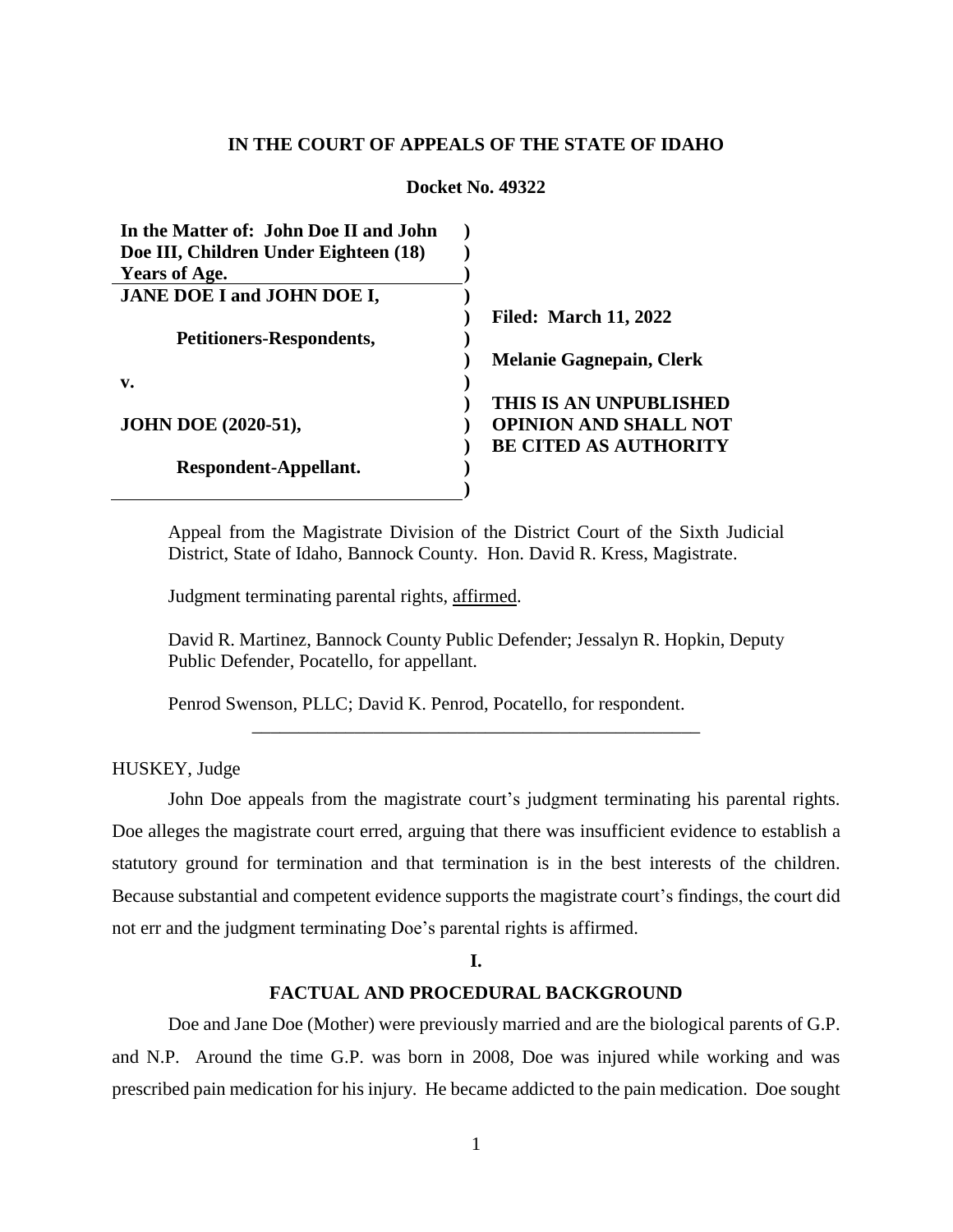**IN THE COURT OF APPEALS OF THE STATE OF IDAHO**

**Docket No. 49322**

| | |
|---|---|
| **In the Matter of: John Doe II and John Doe III, Children Under Eighteen (18) Years of Age.** | |
| **JANE DOE I and JOHN DOE I,** | **Filed: March 11, 2022** |
| **Petitioners-Respondents,** | **Melanie Gagnepain, Clerk** |
| **v.** | **THIS IS AN UNPUBLISHED OPINION AND SHALL NOT BE CITED AS AUTHORITY** |
| **JOHN DOE (2020-51),** | |
| **Respondent-Appellant.** | |

Appeal from the Magistrate Division of the District Court of the Sixth Judicial District, State of Idaho, Bannock County. Hon. David R. Kress, Magistrate.

Judgment terminating parental rights, affirmed.

David R. Martinez, Bannock County Public Defender; Jessalyn R. Hopkin, Deputy Public Defender, Pocatello, for appellant.

Penrod Swenson, PLLC; David K. Penrod, Pocatello, for respondent.

---

HUSKEY, Judge

John Doe appeals from the magistrate court's judgment terminating his parental rights. Doe alleges the magistrate court erred, arguing that there was insufficient evidence to establish a statutory ground for termination and that termination is in the best interests of the children. Because substantial and competent evidence supports the magistrate court's findings, the court did not err and the judgment terminating Doe's parental rights is affirmed.

## I.

## FACTUAL AND PROCEDURAL BACKGROUND

Doe and Jane Doe (Mother) were previously married and are the biological parents of G.P. and N.P. Around the time G.P. was born in 2008, Doe was injured while working and was prescribed pain medication for his injury. He became addicted to the pain medication. Doe sought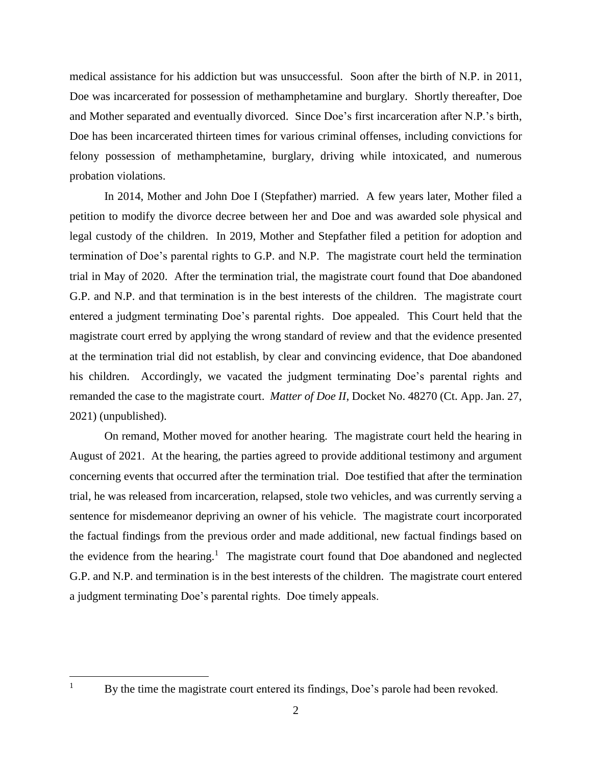medical assistance for his addiction but was unsuccessful. Soon after the birth of N.P. in 2011, Doe was incarcerated for possession of methamphetamine and burglary. Shortly thereafter, Doe and Mother separated and eventually divorced. Since Doe's first incarceration after N.P.'s birth, Doe has been incarcerated thirteen times for various criminal offenses, including convictions for felony possession of methamphetamine, burglary, driving while intoxicated, and numerous probation violations.

In 2014, Mother and John Doe I (Stepfather) married. A few years later, Mother filed a petition to modify the divorce decree between her and Doe and was awarded sole physical and legal custody of the children. In 2019, Mother and Stepfather filed a petition for adoption and termination of Doe's parental rights to G.P. and N.P. The magistrate court held the termination trial in May of 2020. After the termination trial, the magistrate court found that Doe abandoned G.P. and N.P. and that termination is in the best interests of the children. The magistrate court entered a judgment terminating Doe's parental rights. Doe appealed. This Court held that the magistrate court erred by applying the wrong standard of review and that the evidence presented at the termination trial did not establish, by clear and convincing evidence, that Doe abandoned his children. Accordingly, we vacated the judgment terminating Doe's parental rights and remanded the case to the magistrate court. *Matter of Doe II*, Docket No. 48270 (Ct. App. Jan. 27, 2021) (unpublished).

On remand, Mother moved for another hearing. The magistrate court held the hearing in August of 2021. At the hearing, the parties agreed to provide additional testimony and argument concerning events that occurred after the termination trial. Doe testified that after the termination trial, he was released from incarceration, relapsed, stole two vehicles, and was currently serving a sentence for misdemeanor depriving an owner of his vehicle. The magistrate court incorporated the factual findings from the previous order and made additional, new factual findings based on the evidence from the hearing.[1] The magistrate court found that Doe abandoned and neglected G.P. and N.P. and termination is in the best interests of the children. The magistrate court entered a judgment terminating Doe's parental rights. Doe timely appeals.

---

[1] By the time the magistrate court entered its findings, Doe's parole had been revoked.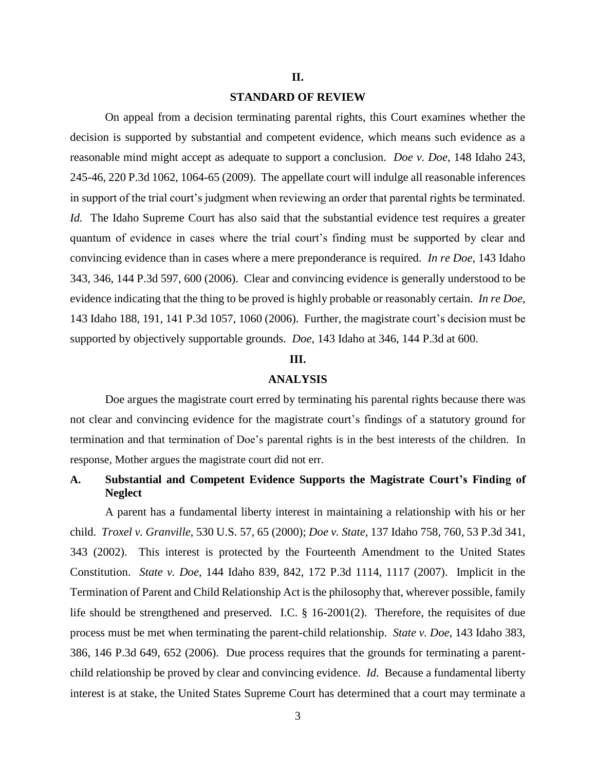## II.

## STANDARD OF REVIEW

On appeal from a decision terminating parental rights, this Court examines whether the decision is supported by substantial and competent evidence, which means such evidence as a reasonable mind might accept as adequate to support a conclusion. *Doe v. Doe*, 148 Idaho 243, 245-46, 220 P.3d 1062, 1064-65 (2009). The appellate court will indulge all reasonable inferences in support of the trial court's judgment when reviewing an order that parental rights be terminated. *Id.* The Idaho Supreme Court has also said that the substantial evidence test requires a greater quantum of evidence in cases where the trial court's finding must be supported by clear and convincing evidence than in cases where a mere preponderance is required. *In re Doe*, 143 Idaho 343, 346, 144 P.3d 597, 600 (2006). Clear and convincing evidence is generally understood to be evidence indicating that the thing to be proved is highly probable or reasonably certain. *In re Doe*, 143 Idaho 188, 191, 141 P.3d 1057, 1060 (2006). Further, the magistrate court's decision must be supported by objectively supportable grounds. *Doe*, 143 Idaho at 346, 144 P.3d at 600.

## III.

## ANALYSIS

Doe argues the magistrate court erred by terminating his parental rights because there was not clear and convincing evidence for the magistrate court's findings of a statutory ground for termination and that termination of Doe's parental rights is in the best interests of the children. In response, Mother argues the magistrate court did not err.

### A. Substantial and Competent Evidence Supports the Magistrate Court's Finding of Neglect

A parent has a fundamental liberty interest in maintaining a relationship with his or her child. *Troxel v. Granville*, 530 U.S. 57, 65 (2000); *Doe v. State*, 137 Idaho 758, 760, 53 P.3d 341, 343 (2002). This interest is protected by the Fourteenth Amendment to the United States Constitution. *State v. Doe*, 144 Idaho 839, 842, 172 P.3d 1114, 1117 (2007). Implicit in the Termination of Parent and Child Relationship Act is the philosophy that, wherever possible, family life should be strengthened and preserved. I.C. § 16-2001(2). Therefore, the requisites of due process must be met when terminating the parent-child relationship. *State v. Doe*, 143 Idaho 383, 386, 146 P.3d 649, 652 (2006). Due process requires that the grounds for terminating a parent-child relationship be proved by clear and convincing evidence. *Id.* Because a fundamental liberty interest is at stake, the United States Supreme Court has determined that a court may terminate a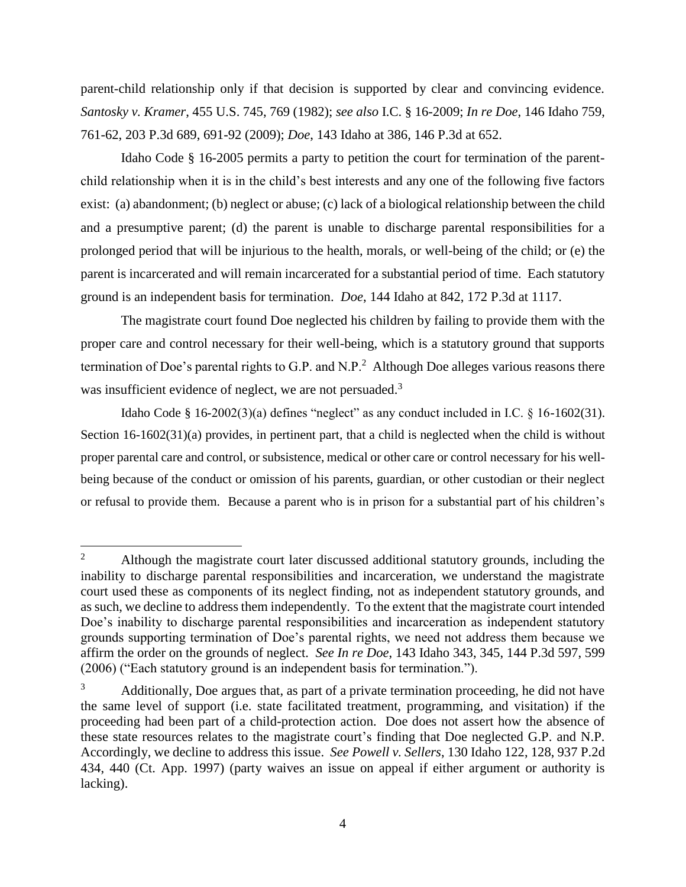parent-child relationship only if that decision is supported by clear and convincing evidence. *Santosky v. Kramer*, 455 U.S. 745, 769 (1982); *see also* I.C. § 16-2009; *In re Doe*, 146 Idaho 759, 761-62, 203 P.3d 689, 691-92 (2009); *Doe*, 143 Idaho at 386, 146 P.3d at 652.

Idaho Code § 16-2005 permits a party to petition the court for termination of the parent-child relationship when it is in the child's best interests and any one of the following five factors exist: (a) abandonment; (b) neglect or abuse; (c) lack of a biological relationship between the child and a presumptive parent; (d) the parent is unable to discharge parental responsibilities for a prolonged period that will be injurious to the health, morals, or well-being of the child; or (e) the parent is incarcerated and will remain incarcerated for a substantial period of time. Each statutory ground is an independent basis for termination. *Doe*, 144 Idaho at 842, 172 P.3d at 1117.

The magistrate court found Doe neglected his children by failing to provide them with the proper care and control necessary for their well-being, which is a statutory ground that supports termination of Doe's parental rights to G.P. and N.P.[2] Although Doe alleges various reasons there was insufficient evidence of neglect, we are not persuaded.[3]

Idaho Code § 16-2002(3)(a) defines "neglect" as any conduct included in I.C. § 16-1602(31). Section 16-1602(31)(a) provides, in pertinent part, that a child is neglected when the child is without proper parental care and control, or subsistence, medical or other care or control necessary for his well-being because of the conduct or omission of his parents, guardian, or other custodian or their neglect or refusal to provide them. Because a parent who is in prison for a substantial part of his children's

---

[2] Although the magistrate court later discussed additional statutory grounds, including the inability to discharge parental responsibilities and incarceration, we understand the magistrate court used these as components of its neglect finding, not as independent statutory grounds, and as such, we decline to address them independently. To the extent that the magistrate court intended Doe's inability to discharge parental responsibilities and incarceration as independent statutory grounds supporting termination of Doe's parental rights, we need not address them because we affirm the order on the grounds of neglect. *See In re Doe*, 143 Idaho 343, 345, 144 P.3d 597, 599 (2006) ("Each statutory ground is an independent basis for termination.").

[3] Additionally, Doe argues that, as part of a private termination proceeding, he did not have the same level of support (i.e. state facilitated treatment, programming, and visitation) if the proceeding had been part of a child-protection action. Doe does not assert how the absence of these state resources relates to the magistrate court's finding that Doe neglected G.P. and N.P. Accordingly, we decline to address this issue. *See Powell v. Sellers*, 130 Idaho 122, 128, 937 P.2d 434, 440 (Ct. App. 1997) (party waives an issue on appeal if either argument or authority is lacking).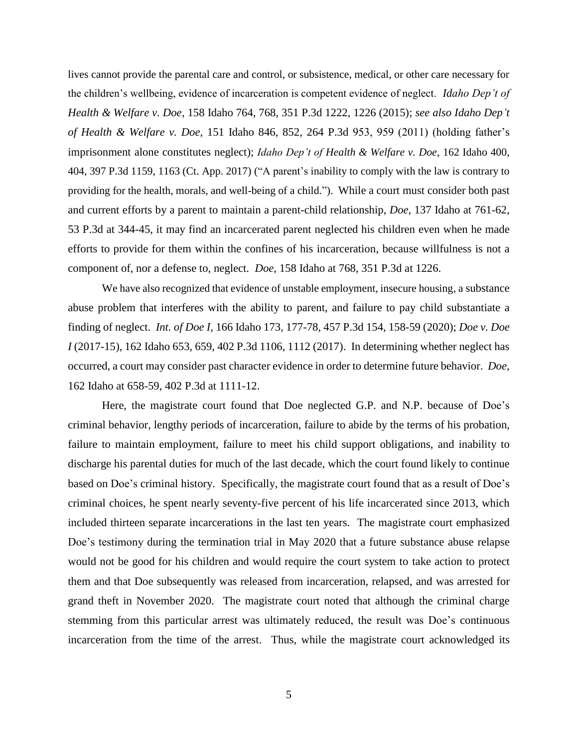lives cannot provide the parental care and control, or subsistence, medical, or other care necessary for the children's wellbeing, evidence of incarceration is competent evidence of neglect. *Idaho Dep't of Health & Welfare v. Doe*, 158 Idaho 764, 768, 351 P.3d 1222, 1226 (2015); *see also Idaho Dep't of Health & Welfare v. Doe*, 151 Idaho 846, 852, 264 P.3d 953, 959 (2011) (holding father's imprisonment alone constitutes neglect); *Idaho Dep't of Health & Welfare v. Doe*, 162 Idaho 400, 404, 397 P.3d 1159, 1163 (Ct. App. 2017) ("A parent's inability to comply with the law is contrary to providing for the health, morals, and well-being of a child."). While a court must consider both past and current efforts by a parent to maintain a parent-child relationship, *Doe*, 137 Idaho at 761-62, 53 P.3d at 344-45, it may find an incarcerated parent neglected his children even when he made efforts to provide for them within the confines of his incarceration, because willfulness is not a component of, nor a defense to, neglect. *Doe*, 158 Idaho at 768, 351 P.3d at 1226.

We have also recognized that evidence of unstable employment, insecure housing, a substance abuse problem that interferes with the ability to parent, and failure to pay child substantiate a finding of neglect. *Int. of Doe I*, 166 Idaho 173, 177-78, 457 P.3d 154, 158-59 (2020); *Doe v. Doe I* (2017-15), 162 Idaho 653, 659, 402 P.3d 1106, 1112 (2017). In determining whether neglect has occurred, a court may consider past character evidence in order to determine future behavior. *Doe*, 162 Idaho at 658-59, 402 P.3d at 1111-12.

Here, the magistrate court found that Doe neglected G.P. and N.P. because of Doe's criminal behavior, lengthy periods of incarceration, failure to abide by the terms of his probation, failure to maintain employment, failure to meet his child support obligations, and inability to discharge his parental duties for much of the last decade, which the court found likely to continue based on Doe's criminal history. Specifically, the magistrate court found that as a result of Doe's criminal choices, he spent nearly seventy-five percent of his life incarcerated since 2013, which included thirteen separate incarcerations in the last ten years. The magistrate court emphasized Doe's testimony during the termination trial in May 2020 that a future substance abuse relapse would not be good for his children and would require the court system to take action to protect them and that Doe subsequently was released from incarceration, relapsed, and was arrested for grand theft in November 2020. The magistrate court noted that although the criminal charge stemming from this particular arrest was ultimately reduced, the result was Doe's continuous incarceration from the time of the arrest. Thus, while the magistrate court acknowledged its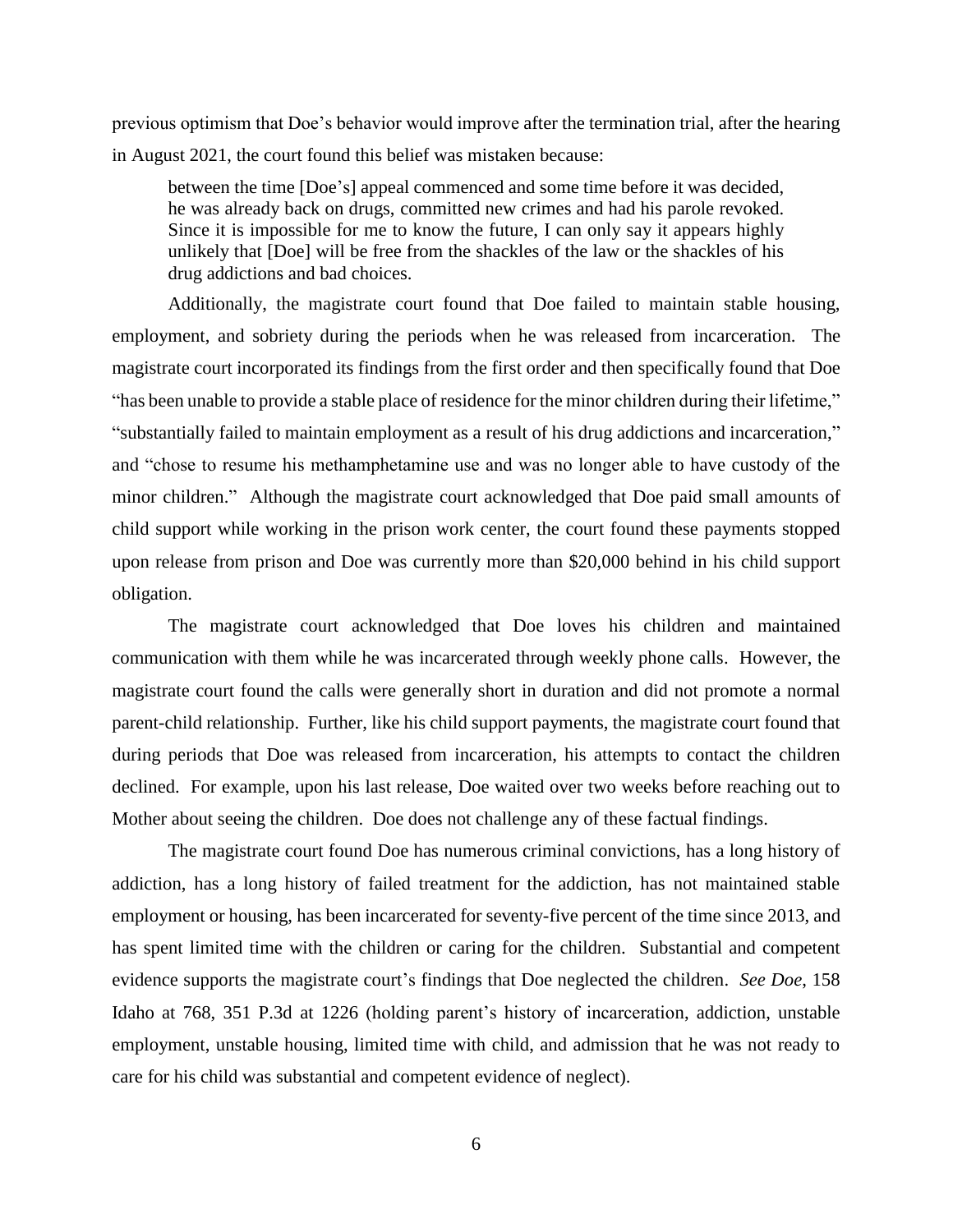previous optimism that Doe's behavior would improve after the termination trial, after the hearing in August 2021, the court found this belief was mistaken because:

> between the time [Doe's] appeal commenced and some time before it was decided, he was already back on drugs, committed new crimes and had his parole revoked. Since it is impossible for me to know the future, I can only say it appears highly unlikely that [Doe] will be free from the shackles of the law or the shackles of his drug addictions and bad choices.

Additionally, the magistrate court found that Doe failed to maintain stable housing, employment, and sobriety during the periods when he was released from incarceration. The magistrate court incorporated its findings from the first order and then specifically found that Doe "has been unable to provide a stable place of residence for the minor children during their lifetime," "substantially failed to maintain employment as a result of his drug addictions and incarceration," and "chose to resume his methamphetamine use and was no longer able to have custody of the minor children." Although the magistrate court acknowledged that Doe paid small amounts of child support while working in the prison work center, the court found these payments stopped upon release from prison and Doe was currently more than $20,000 behind in his child support obligation.

The magistrate court acknowledged that Doe loves his children and maintained communication with them while he was incarcerated through weekly phone calls. However, the magistrate court found the calls were generally short in duration and did not promote a normal parent-child relationship. Further, like his child support payments, the magistrate court found that during periods that Doe was released from incarceration, his attempts to contact the children declined. For example, upon his last release, Doe waited over two weeks before reaching out to Mother about seeing the children. Doe does not challenge any of these factual findings.

The magistrate court found Doe has numerous criminal convictions, has a long history of addiction, has a long history of failed treatment for the addiction, has not maintained stable employment or housing, has been incarcerated for seventy-five percent of the time since 2013, and has spent limited time with the children or caring for the children. Substantial and competent evidence supports the magistrate court's findings that Doe neglected the children. *See Doe*, 158 Idaho at 768, 351 P.3d at 1226 (holding parent's history of incarceration, addiction, unstable employment, unstable housing, limited time with child, and admission that he was not ready to care for his child was substantial and competent evidence of neglect).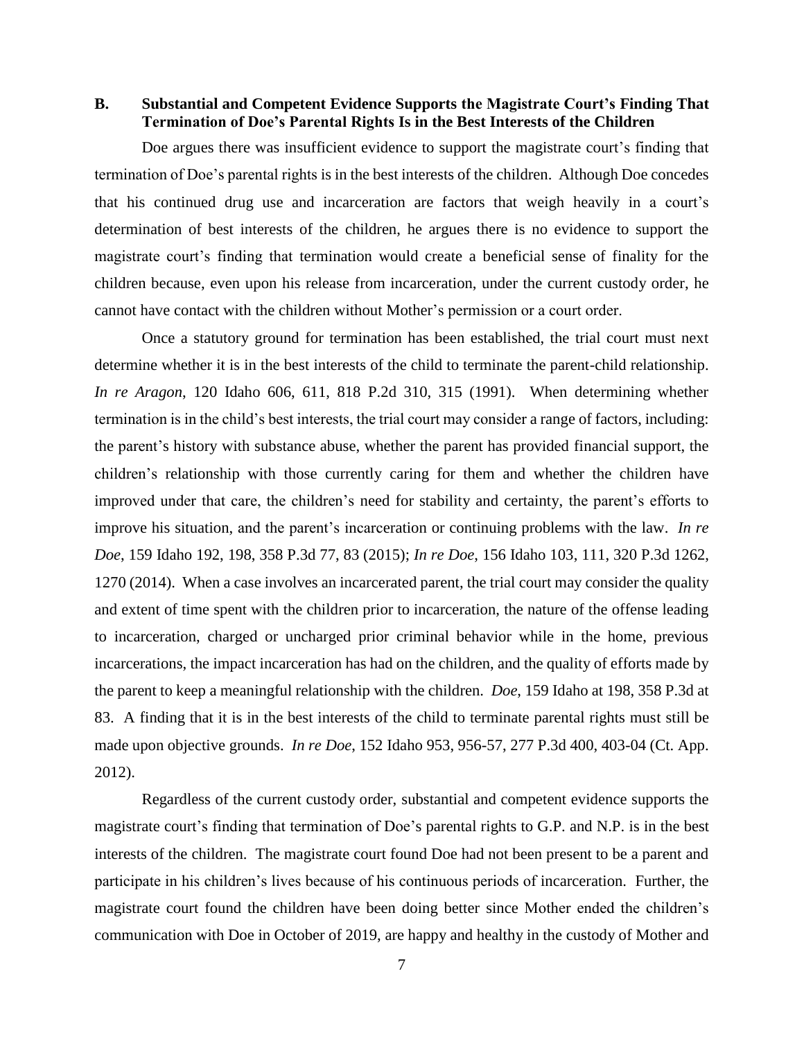### B. Substantial and Competent Evidence Supports the Magistrate Court's Finding That Termination of Doe's Parental Rights Is in the Best Interests of the Children

Doe argues there was insufficient evidence to support the magistrate court's finding that termination of Doe's parental rights is in the best interests of the children. Although Doe concedes that his continued drug use and incarceration are factors that weigh heavily in a court's determination of best interests of the children, he argues there is no evidence to support the magistrate court's finding that termination would create a beneficial sense of finality for the children because, even upon his release from incarceration, under the current custody order, he cannot have contact with the children without Mother's permission or a court order.

Once a statutory ground for termination has been established, the trial court must next determine whether it is in the best interests of the child to terminate the parent-child relationship. *In re Aragon*, 120 Idaho 606, 611, 818 P.2d 310, 315 (1991). When determining whether termination is in the child's best interests, the trial court may consider a range of factors, including: the parent's history with substance abuse, whether the parent has provided financial support, the children's relationship with those currently caring for them and whether the children have improved under that care, the children's need for stability and certainty, the parent's efforts to improve his situation, and the parent's incarceration or continuing problems with the law. *In re Doe*, 159 Idaho 192, 198, 358 P.3d 77, 83 (2015); *In re Doe*, 156 Idaho 103, 111, 320 P.3d 1262, 1270 (2014). When a case involves an incarcerated parent, the trial court may consider the quality and extent of time spent with the children prior to incarceration, the nature of the offense leading to incarceration, charged or uncharged prior criminal behavior while in the home, previous incarcerations, the impact incarceration has had on the children, and the quality of efforts made by the parent to keep a meaningful relationship with the children. *Doe*, 159 Idaho at 198, 358 P.3d at 83. A finding that it is in the best interests of the child to terminate parental rights must still be made upon objective grounds. *In re Doe*, 152 Idaho 953, 956-57, 277 P.3d 400, 403-04 (Ct. App. 2012).

Regardless of the current custody order, substantial and competent evidence supports the magistrate court's finding that termination of Doe's parental rights to G.P. and N.P. is in the best interests of the children. The magistrate court found Doe had not been present to be a parent and participate in his children's lives because of his continuous periods of incarceration. Further, the magistrate court found the children have been doing better since Mother ended the children's communication with Doe in October of 2019, are happy and healthy in the custody of Mother and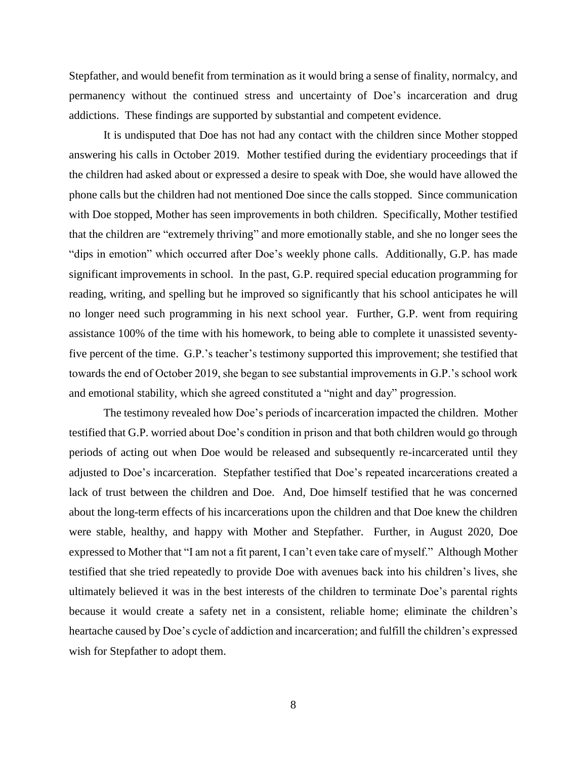Stepfather, and would benefit from termination as it would bring a sense of finality, normalcy, and permanency without the continued stress and uncertainty of Doe's incarceration and drug addictions. These findings are supported by substantial and competent evidence.

It is undisputed that Doe has not had any contact with the children since Mother stopped answering his calls in October 2019. Mother testified during the evidentiary proceedings that if the children had asked about or expressed a desire to speak with Doe, she would have allowed the phone calls but the children had not mentioned Doe since the calls stopped. Since communication with Doe stopped, Mother has seen improvements in both children. Specifically, Mother testified that the children are "extremely thriving" and more emotionally stable, and she no longer sees the "dips in emotion" which occurred after Doe's weekly phone calls. Additionally, G.P. has made significant improvements in school. In the past, G.P. required special education programming for reading, writing, and spelling but he improved so significantly that his school anticipates he will no longer need such programming in his next school year. Further, G.P. went from requiring assistance 100% of the time with his homework, to being able to complete it unassisted seventy-five percent of the time. G.P.'s teacher's testimony supported this improvement; she testified that towards the end of October 2019, she began to see substantial improvements in G.P.'s school work and emotional stability, which she agreed constituted a "night and day" progression.

The testimony revealed how Doe's periods of incarceration impacted the children. Mother testified that G.P. worried about Doe's condition in prison and that both children would go through periods of acting out when Doe would be released and subsequently re-incarcerated until they adjusted to Doe's incarceration. Stepfather testified that Doe's repeated incarcerations created a lack of trust between the children and Doe. And, Doe himself testified that he was concerned about the long-term effects of his incarcerations upon the children and that Doe knew the children were stable, healthy, and happy with Mother and Stepfather. Further, in August 2020, Doe expressed to Mother that "I am not a fit parent, I can't even take care of myself." Although Mother testified that she tried repeatedly to provide Doe with avenues back into his children's lives, she ultimately believed it was in the best interests of the children to terminate Doe's parental rights because it would create a safety net in a consistent, reliable home; eliminate the children's heartache caused by Doe's cycle of addiction and incarceration; and fulfill the children's expressed wish for Stepfather to adopt them.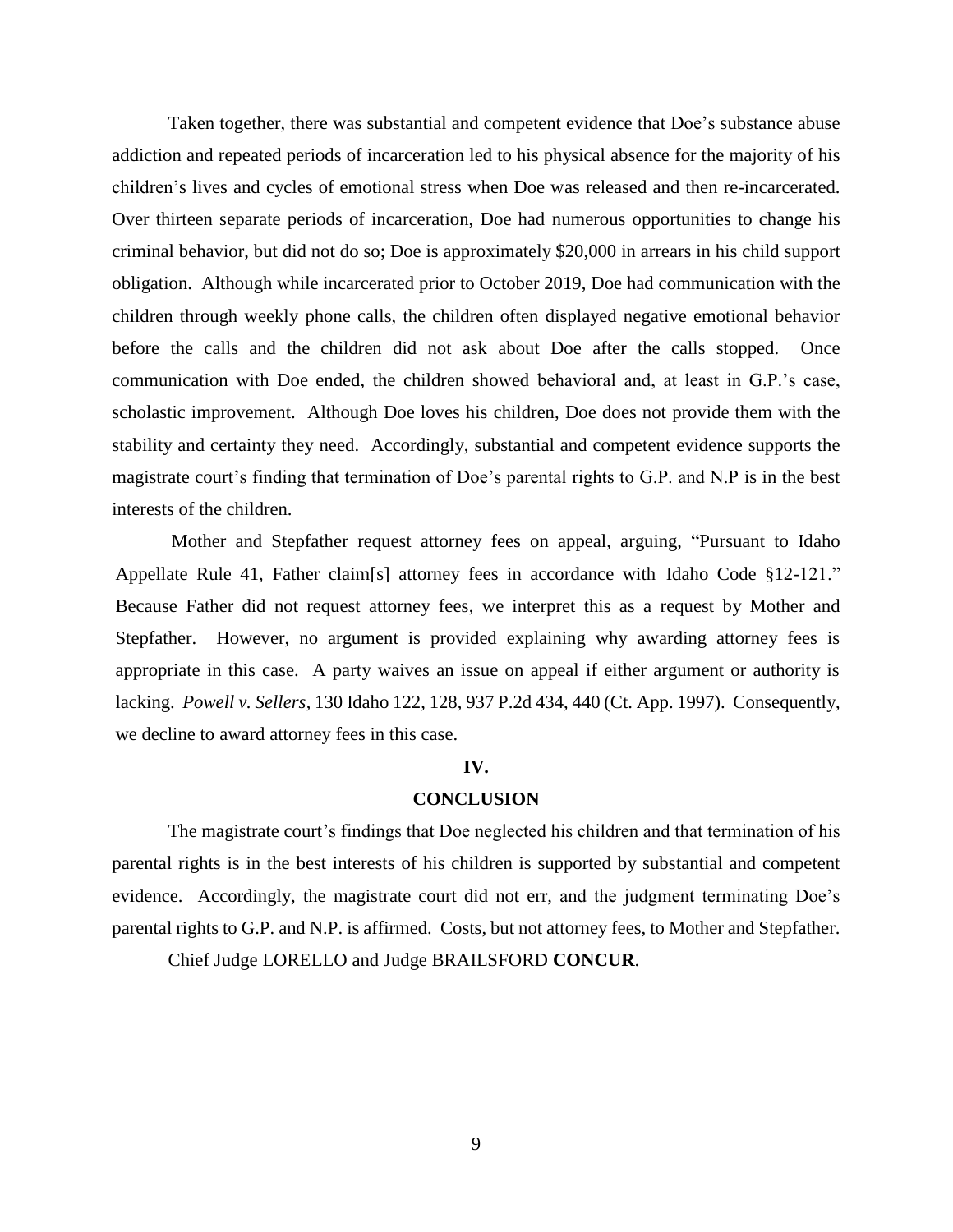Taken together, there was substantial and competent evidence that Doe's substance abuse addiction and repeated periods of incarceration led to his physical absence for the majority of his children's lives and cycles of emotional stress when Doe was released and then re-incarcerated. Over thirteen separate periods of incarceration, Doe had numerous opportunities to change his criminal behavior, but did not do so; Doe is approximately $20,000 in arrears in his child support obligation. Although while incarcerated prior to October 2019, Doe had communication with the children through weekly phone calls, the children often displayed negative emotional behavior before the calls and the children did not ask about Doe after the calls stopped. Once communication with Doe ended, the children showed behavioral and, at least in G.P.'s case, scholastic improvement. Although Doe loves his children, Doe does not provide them with the stability and certainty they need. Accordingly, substantial and competent evidence supports the magistrate court's finding that termination of Doe's parental rights to G.P. and N.P is in the best interests of the children.

Mother and Stepfather request attorney fees on appeal, arguing, "Pursuant to Idaho Appellate Rule 41, Father claim[s] attorney fees in accordance with Idaho Code §12-121." Because Father did not request attorney fees, we interpret this as a request by Mother and Stepfather. However, no argument is provided explaining why awarding attorney fees is appropriate in this case. A party waives an issue on appeal if either argument or authority is lacking. *Powell v. Sellers*, 130 Idaho 122, 128, 937 P.2d 434, 440 (Ct. App. 1997). Consequently, we decline to award attorney fees in this case.

## IV.

## CONCLUSION

The magistrate court's findings that Doe neglected his children and that termination of his parental rights is in the best interests of his children is supported by substantial and competent evidence. Accordingly, the magistrate court did not err, and the judgment terminating Doe's parental rights to G.P. and N.P. is affirmed. Costs, but not attorney fees, to Mother and Stepfather.

Chief Judge LORELLO and Judge BRAILSFORD **CONCUR**.